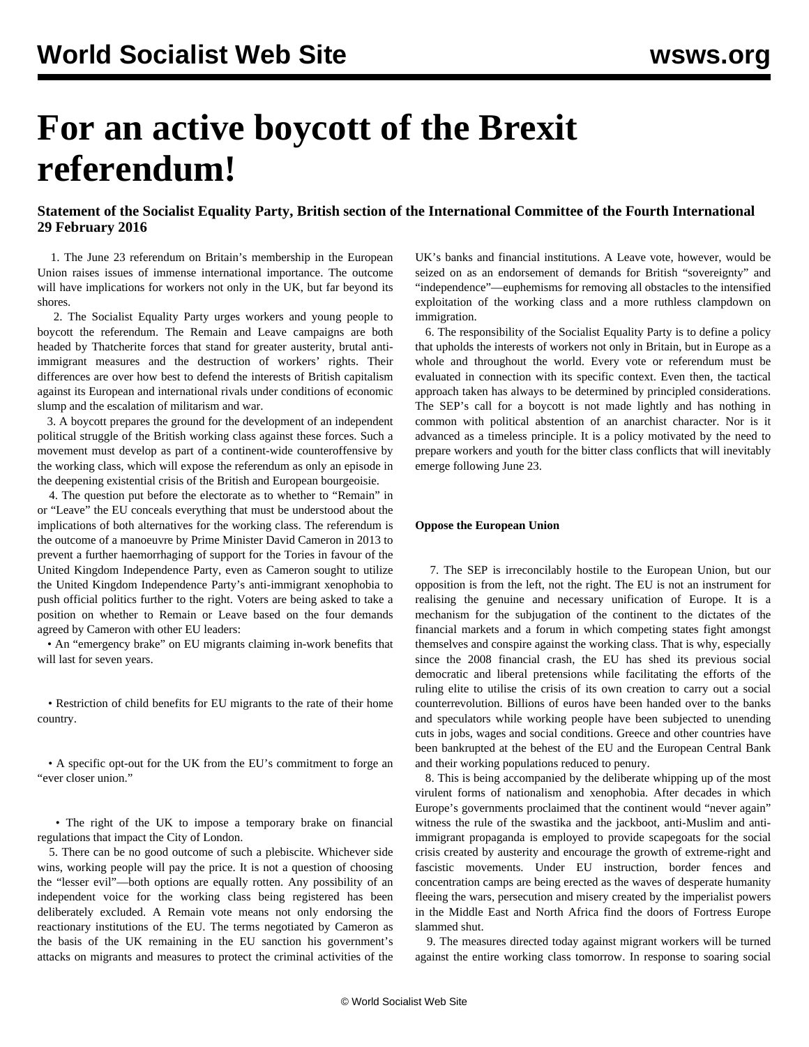# For an active boycott of the Brexit referendum!

### Statement of the Socialist Equality Party, British section of the International Committee of the Fourth International 29 February 2016

1. The June 23 referendum on Britain's membership in the European Union raises issues of immense international importance. The outcome will have implications for workers not only in the UK, but far beyond its shores.

2. The Socialist Equality Party urges workers and young people to boycott the referendum. The Remain and Leave campaigns are both headed by Thatcherite forces that stand for greater austerity, brutal anti-immigrant measures and the destruction of workers' rights. Their differences are over how best to defend the interests of British capitalism against its European and international rivals under conditions of economic slump and the escalation of militarism and war.

3. A boycott prepares the ground for the development of an independent political struggle of the British working class against these forces. Such a movement must develop as part of a continent-wide counteroffensive by the working class, which will expose the referendum as only an episode in the deepening existential crisis of the British and European bourgeoisie.

4. The question put before the electorate as to whether to "Remain" in or "Leave" the EU conceals everything that must be understood about the implications of both alternatives for the working class. The referendum is the outcome of a manoeuvre by Prime Minister David Cameron in 2013 to prevent a further haemorrhaging of support for the Tories in favour of the United Kingdom Independence Party, even as Cameron sought to utilize the United Kingdom Independence Party's anti-immigrant xenophobia to push official politics further to the right. Voters are being asked to take a position on whether to Remain or Leave based on the four demands agreed by Cameron with other EU leaders:

- An "emergency brake" on EU migrants claiming in-work benefits that will last for seven years.
- Restriction of child benefits for EU migrants to the rate of their home country.
- A specific opt-out for the UK from the EU's commitment to forge an "ever closer union."
- The right of the UK to impose a temporary brake on financial regulations that impact the City of London.

5. There can be no good outcome of such a plebiscite. Whichever side wins, working people will pay the price. It is not a question of choosing the "lesser evil"—both options are equally rotten. Any possibility of an independent voice for the working class being registered has been deliberately excluded. A Remain vote means not only endorsing the reactionary institutions of the EU. The terms negotiated by Cameron as the basis of the UK remaining in the EU sanction his government's attacks on migrants and measures to protect the criminal activities of the UK's banks and financial institutions. A Leave vote, however, would be seized on as an endorsement of demands for British "sovereignty" and "independence"—euphemisms for removing all obstacles to the intensified exploitation of the working class and a more ruthless clampdown on immigration.

6. The responsibility of the Socialist Equality Party is to define a policy that upholds the interests of workers not only in Britain, but in Europe as a whole and throughout the world. Every vote or referendum must be evaluated in connection with its specific context. Even then, the tactical approach taken has always to be determined by principled considerations. The SEP's call for a boycott is not made lightly and has nothing in common with political abstention of an anarchist character. Nor is it advanced as a timeless principle. It is a policy motivated by the need to prepare workers and youth for the bitter class conflicts that will inevitably emerge following June 23.

**Oppose the European Union**

7. The SEP is irreconcilably hostile to the European Union, but our opposition is from the left, not the right. The EU is not an instrument for realising the genuine and necessary unification of Europe. It is a mechanism for the subjugation of the continent to the dictates of the financial markets and a forum in which competing states fight amongst themselves and conspire against the working class. That is why, especially since the 2008 financial crash, the EU has shed its previous social democratic and liberal pretensions while facilitating the efforts of the ruling elite to utilise the crisis of its own creation to carry out a social counterrevolution. Billions of euros have been handed over to the banks and speculators while working people have been subjected to unending cuts in jobs, wages and social conditions. Greece and other countries have been bankrupted at the behest of the EU and the European Central Bank and their working populations reduced to penury.

8. This is being accompanied by the deliberate whipping up of the most virulent forms of nationalism and xenophobia. After decades in which Europe's governments proclaimed that the continent would "never again" witness the rule of the swastika and the jackboot, anti-Muslim and anti-immigrant propaganda is employed to provide scapegoats for the social crisis created by austerity and encourage the growth of extreme-right and fascistic movements. Under EU instruction, border fences and concentration camps are being erected as the waves of desperate humanity fleeing the wars, persecution and misery created by the imperialist powers in the Middle East and North Africa find the doors of Fortress Europe slammed shut.

9. The measures directed today against migrant workers will be turned against the entire working class tomorrow. In response to soaring social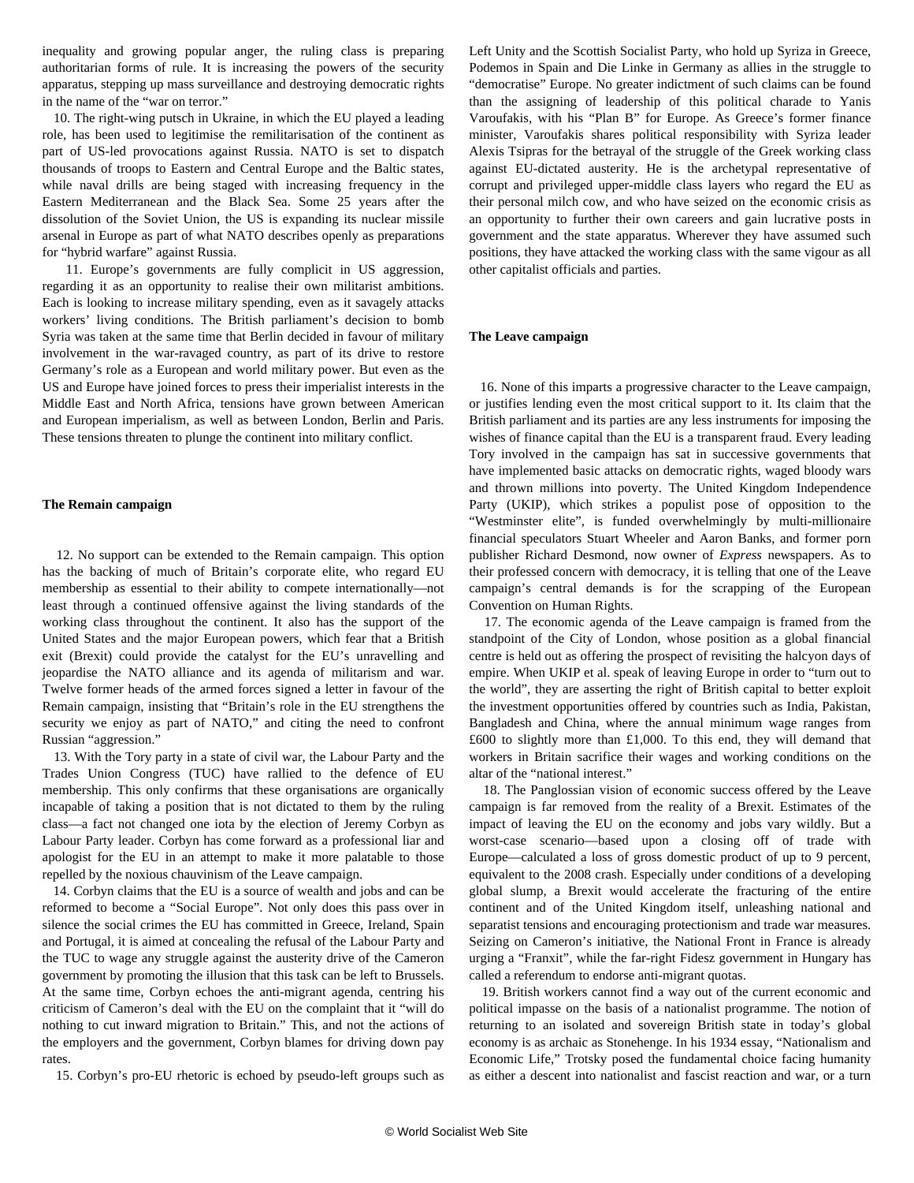inequality and growing popular anger, the ruling class is preparing authoritarian forms of rule. It is increasing the powers of the security apparatus, stepping up mass surveillance and destroying democratic rights in the name of the "war on terror."

10. The right-wing putsch in Ukraine, in which the EU played a leading role, has been used to legitimise the remilitarisation of the continent as part of US-led provocations against Russia. NATO is set to dispatch thousands of troops to Eastern and Central Europe and the Baltic states, while naval drills are being staged with increasing frequency in the Eastern Mediterranean and the Black Sea. Some 25 years after the dissolution of the Soviet Union, the US is expanding its nuclear missile arsenal in Europe as part of what NATO describes openly as preparations for "hybrid warfare" against Russia.

11. Europe's governments are fully complicit in US aggression, regarding it as an opportunity to realise their own militarist ambitions. Each is looking to increase military spending, even as it savagely attacks workers' living conditions. The British parliament's decision to bomb Syria was taken at the same time that Berlin decided in favour of military involvement in the war-ravaged country, as part of its drive to restore Germany's role as a European and world military power. But even as the US and Europe have joined forces to press their imperialist interests in the Middle East and North Africa, tensions have grown between American and European imperialism, as well as between London, Berlin and Paris. These tensions threaten to plunge the continent into military conflict.

**The Remain campaign**

12. No support can be extended to the Remain campaign. This option has the backing of much of Britain's corporate elite, who regard EU membership as essential to their ability to compete internationally—not least through a continued offensive against the living standards of the working class throughout the continent. It also has the support of the United States and the major European powers, which fear that a British exit (Brexit) could provide the catalyst for the EU's unravelling and jeopardise the NATO alliance and its agenda of militarism and war. Twelve former heads of the armed forces signed a letter in favour of the Remain campaign, insisting that "Britain's role in the EU strengthens the security we enjoy as part of NATO," and citing the need to confront Russian "aggression."

13. With the Tory party in a state of civil war, the Labour Party and the Trades Union Congress (TUC) have rallied to the defence of EU membership. This only confirms that these organisations are organically incapable of taking a position that is not dictated to them by the ruling class—a fact not changed one iota by the election of Jeremy Corbyn as Labour Party leader. Corbyn has come forward as a professional liar and apologist for the EU in an attempt to make it more palatable to those repelled by the noxious chauvinism of the Leave campaign.

14. Corbyn claims that the EU is a source of wealth and jobs and can be reformed to become a "Social Europe". Not only does this pass over in silence the social crimes the EU has committed in Greece, Ireland, Spain and Portugal, it is aimed at concealing the refusal of the Labour Party and the TUC to wage any struggle against the austerity drive of the Cameron government by promoting the illusion that this task can be left to Brussels. At the same time, Corbyn echoes the anti-migrant agenda, centring his criticism of Cameron's deal with the EU on the complaint that it "will do nothing to cut inward migration to Britain." This, and not the actions of the employers and the government, Corbyn blames for driving down pay rates.

15. Corbyn's pro-EU rhetoric is echoed by pseudo-left groups such as Left Unity and the Scottish Socialist Party, who hold up Syriza in Greece, Podemos in Spain and Die Linke in Germany as allies in the struggle to "democratise" Europe. No greater indictment of such claims can be found than the assigning of leadership of this political charade to Yanis Varoufakis, with his "Plan B" for Europe. As Greece's former finance minister, Varoufakis shares political responsibility with Syriza leader Alexis Tsipras for the betrayal of the struggle of the Greek working class against EU-dictated austerity. He is the archetypal representative of corrupt and privileged upper-middle class layers who regard the EU as their personal milch cow, and who have seized on the economic crisis as an opportunity to further their own careers and gain lucrative posts in government and the state apparatus. Wherever they have assumed such positions, they have attacked the working class with the same vigour as all other capitalist officials and parties.

**The Leave campaign**

16. None of this imparts a progressive character to the Leave campaign, or justifies lending even the most critical support to it. Its claim that the British parliament and its parties are any less instruments for imposing the wishes of finance capital than the EU is a transparent fraud. Every leading Tory involved in the campaign has sat in successive governments that have implemented basic attacks on democratic rights, waged bloody wars and thrown millions into poverty. The United Kingdom Independence Party (UKIP), which strikes a populist pose of opposition to the "Westminster elite", is funded overwhelmingly by multi-millionaire financial speculators Stuart Wheeler and Aaron Banks, and former porn publisher Richard Desmond, now owner of *Express* newspapers. As to their professed concern with democracy, it is telling that one of the Leave campaign's central demands is for the scrapping of the European Convention on Human Rights.

17. The economic agenda of the Leave campaign is framed from the standpoint of the City of London, whose position as a global financial centre is held out as offering the prospect of revisiting the halcyon days of empire. When UKIP et al. speak of leaving Europe in order to "turn out to the world", they are asserting the right of British capital to better exploit the investment opportunities offered by countries such as India, Pakistan, Bangladesh and China, where the annual minimum wage ranges from £600 to slightly more than £1,000. To this end, they will demand that workers in Britain sacrifice their wages and working conditions on the altar of the "national interest."

18. The Panglossian vision of economic success offered by the Leave campaign is far removed from the reality of a Brexit. Estimates of the impact of leaving the EU on the economy and jobs vary wildly. But a worst-case scenario—based upon a closing off of trade with Europe—calculated a loss of gross domestic product of up to 9 percent, equivalent to the 2008 crash. Especially under conditions of a developing global slump, a Brexit would accelerate the fracturing of the entire continent and of the United Kingdom itself, unleashing national and separatist tensions and encouraging protectionism and trade war measures. Seizing on Cameron's initiative, the National Front in France is already urging a "Franxit", while the far-right Fidesz government in Hungary has called a referendum to endorse anti-migrant quotas.

19. British workers cannot find a way out of the current economic and political impasse on the basis of a nationalist programme. The notion of returning to an isolated and sovereign British state in today's global economy is as archaic as Stonehenge. In his 1934 essay, "Nationalism and Economic Life," Trotsky posed the fundamental choice facing humanity as either a descent into nationalist and fascist reaction and war, or a turn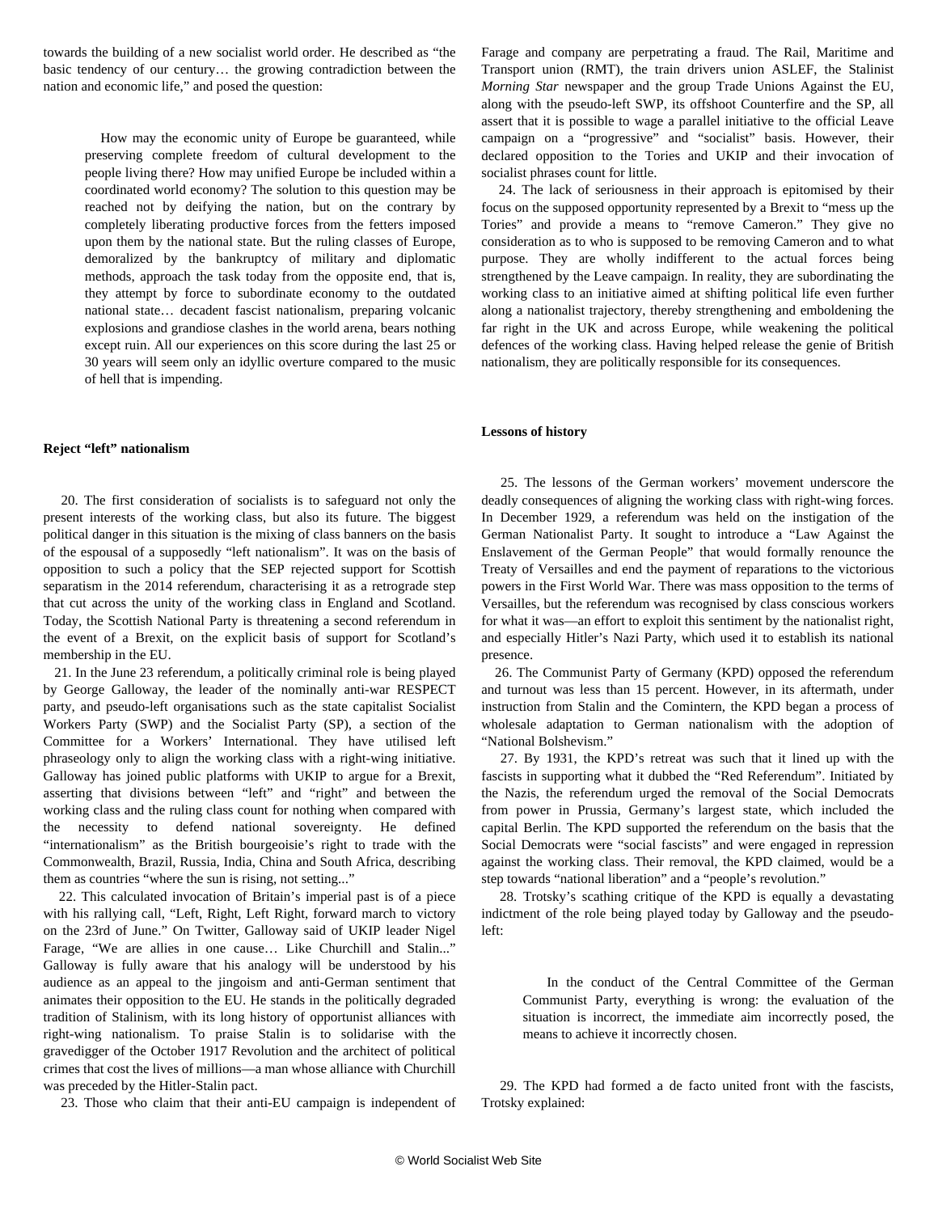towards the building of a new socialist world order. He described as "the basic tendency of our century… the growing contradiction between the nation and economic life," and posed the question:

> How may the economic unity of Europe be guaranteed, while preserving complete freedom of cultural development to the people living there? How may unified Europe be included within a coordinated world economy? The solution to this question may be reached not by deifying the nation, but on the contrary by completely liberating productive forces from the fetters imposed upon them by the national state. But the ruling classes of Europe, demoralized by the bankruptcy of military and diplomatic methods, approach the task today from the opposite end, that is, they attempt by force to subordinate economy to the outdated national state… decadent fascist nationalism, preparing volcanic explosions and grandiose clashes in the world arena, bears nothing except ruin. All our experiences on this score during the last 25 or 30 years will seem only an idyllic overture compared to the music of hell that is impending.

**Reject "left" nationalism**

20. The first consideration of socialists is to safeguard not only the present interests of the working class, but also its future. The biggest political danger in this situation is the mixing of class banners on the basis of the espousal of a supposedly "left nationalism". It was on the basis of opposition to such a policy that the SEP rejected support for Scottish separatism in the 2014 referendum, characterising it as a retrograde step that cut across the unity of the working class in England and Scotland. Today, the Scottish National Party is threatening a second referendum in the event of a Brexit, on the explicit basis of support for Scotland's membership in the EU.

21. In the June 23 referendum, a politically criminal role is being played by George Galloway, the leader of the nominally anti-war RESPECT party, and pseudo-left organisations such as the state capitalist Socialist Workers Party (SWP) and the Socialist Party (SP), a section of the Committee for a Workers' International. They have utilised left phraseology only to align the working class with a right-wing initiative. Galloway has joined public platforms with UKIP to argue for a Brexit, asserting that divisions between "left" and "right" and between the working class and the ruling class count for nothing when compared with the necessity to defend national sovereignty. He defined "internationalism" as the British bourgeoisie's right to trade with the Commonwealth, Brazil, Russia, India, China and South Africa, describing them as countries "where the sun is rising, not setting..."

22. This calculated invocation of Britain's imperial past is of a piece with his rallying call, "Left, Right, Left Right, forward march to victory on the 23rd of June." On Twitter, Galloway said of UKIP leader Nigel Farage, "We are allies in one cause… Like Churchill and Stalin..." Galloway is fully aware that his analogy will be understood by his audience as an appeal to the jingoism and anti-German sentiment that animates their opposition to the EU. He stands in the politically degraded tradition of Stalinism, with its long history of opportunist alliances with right-wing nationalism. To praise Stalin is to solidarise with the gravedigger of the October 1917 Revolution and the architect of political crimes that cost the lives of millions—a man whose alliance with Churchill was preceded by the Hitler-Stalin pact.

23. Those who claim that their anti-EU campaign is independent of Farage and company are perpetrating a fraud. The Rail, Maritime and Transport union (RMT), the train drivers union ASLEF, the Stalinist *Morning Star* newspaper and the group Trade Unions Against the EU, along with the pseudo-left SWP, its offshoot Counterfire and the SP, all assert that it is possible to wage a parallel initiative to the official Leave campaign on a "progressive" and "socialist" basis. However, their declared opposition to the Tories and UKIP and their invocation of socialist phrases count for little.

24. The lack of seriousness in their approach is epitomised by their focus on the supposed opportunity represented by a Brexit to "mess up the Tories" and provide a means to "remove Cameron." They give no consideration as to who is supposed to be removing Cameron and to what purpose. They are wholly indifferent to the actual forces being strengthened by the Leave campaign. In reality, they are subordinating the working class to an initiative aimed at shifting political life even further along a nationalist trajectory, thereby strengthening and emboldening the far right in the UK and across Europe, while weakening the political defences of the working class. Having helped release the genie of British nationalism, they are politically responsible for its consequences.

**Lessons of history**

25. The lessons of the German workers' movement underscore the deadly consequences of aligning the working class with right-wing forces. In December 1929, a referendum was held on the instigation of the German Nationalist Party. It sought to introduce a "Law Against the Enslavement of the German People" that would formally renounce the Treaty of Versailles and end the payment of reparations to the victorious powers in the First World War. There was mass opposition to the terms of Versailles, but the referendum was recognised by class conscious workers for what it was—an effort to exploit this sentiment by the nationalist right, and especially Hitler's Nazi Party, which used it to establish its national presence.

26. The Communist Party of Germany (KPD) opposed the referendum and turnout was less than 15 percent. However, in its aftermath, under instruction from Stalin and the Comintern, the KPD began a process of wholesale adaptation to German nationalism with the adoption of "National Bolshevism."

27. By 1931, the KPD's retreat was such that it lined up with the fascists in supporting what it dubbed the "Red Referendum". Initiated by the Nazis, the referendum urged the removal of the Social Democrats from power in Prussia, Germany's largest state, which included the capital Berlin. The KPD supported the referendum on the basis that the Social Democrats were "social fascists" and were engaged in repression against the working class. Their removal, the KPD claimed, would be a step towards "national liberation" and a "people's revolution."

28. Trotsky's scathing critique of the KPD is equally a devastating indictment of the role being played today by Galloway and the pseudo-left:

> In the conduct of the Central Committee of the German Communist Party, everything is wrong: the evaluation of the situation is incorrect, the immediate aim incorrectly posed, the means to achieve it incorrectly chosen.

29. The KPD had formed a de facto united front with the fascists, Trotsky explained: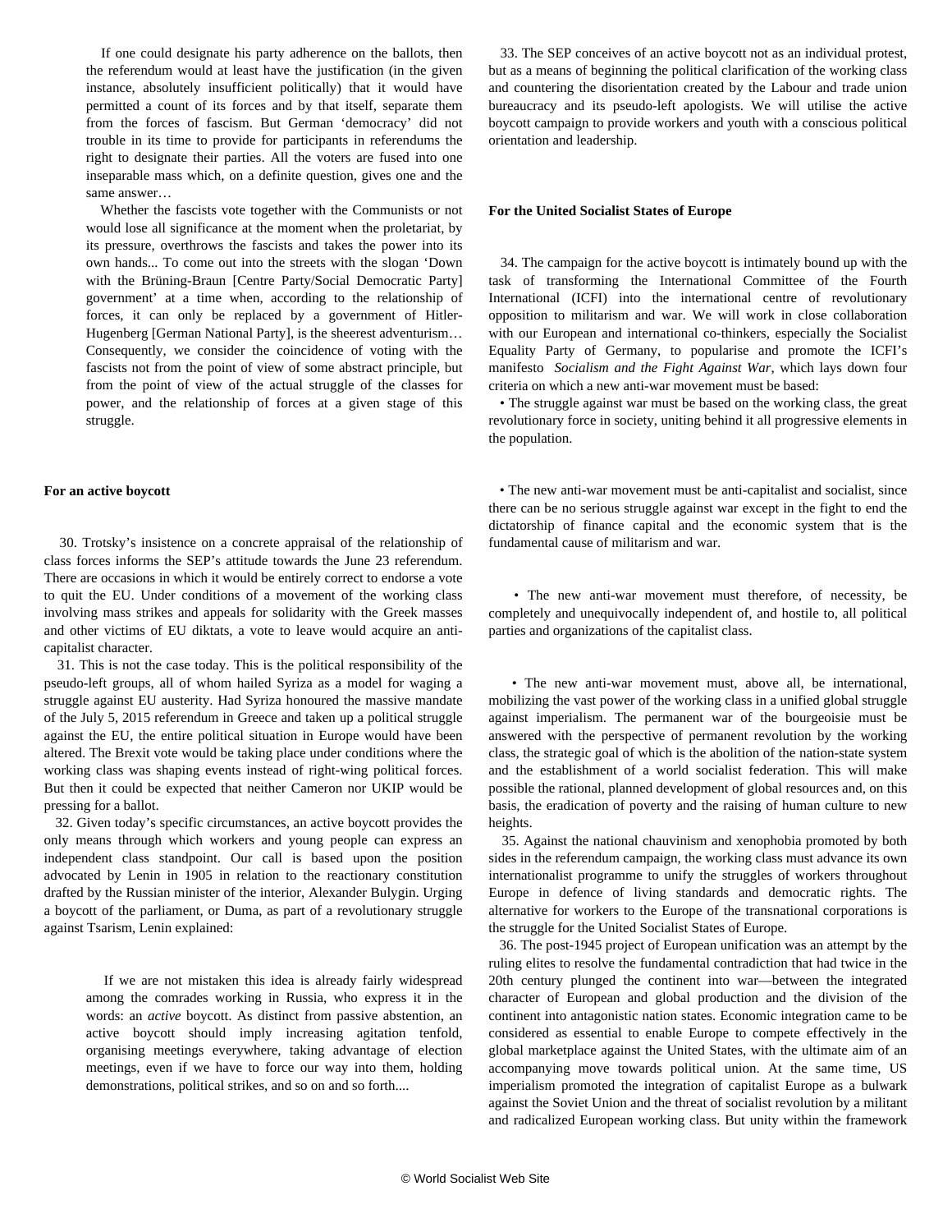> If one could designate his party adherence on the ballots, then the referendum would at least have the justification (in the given instance, absolutely insufficient politically) that it would have permitted a count of its forces and by that itself, separate them from the forces of fascism. But German 'democracy' did not trouble in its time to provide for participants in referendums the right to designate their parties. All the voters are fused into one inseparable mass which, on a definite question, gives one and the same answer…
>
> Whether the fascists vote together with the Communists or not would lose all significance at the moment when the proletariat, by its pressure, overthrows the fascists and takes the power into its own hands... To come out into the streets with the slogan 'Down with the Brüning-Braun [Centre Party/Social Democratic Party] government' at a time when, according to the relationship of forces, it can only be replaced by a government of Hitler-Hugenberg [German National Party], is the sheerest adventurism… Consequently, we consider the coincidence of voting with the fascists not from the point of view of some abstract principle, but from the point of view of the actual struggle of the classes for power, and the relationship of forces at a given stage of this struggle.

**For an active boycott**

30. Trotsky's insistence on a concrete appraisal of the relationship of class forces informs the SEP's attitude towards the June 23 referendum. There are occasions in which it would be entirely correct to endorse a vote to quit the EU. Under conditions of a movement of the working class involving mass strikes and appeals for solidarity with the Greek masses and other victims of EU diktats, a vote to leave would acquire an anti-capitalist character.

31. This is not the case today. This is the political responsibility of the pseudo-left groups, all of whom hailed Syriza as a model for waging a struggle against EU austerity. Had Syriza honoured the massive mandate of the July 5, 2015 referendum in Greece and taken up a political struggle against the EU, the entire political situation in Europe would have been altered. The Brexit vote would be taking place under conditions where the working class was shaping events instead of right-wing political forces. But then it could be expected that neither Cameron nor UKIP would be pressing for a ballot.

32. Given today's specific circumstances, an active boycott provides the only means through which workers and young people can express an independent class standpoint. Our call is based upon the position advocated by Lenin in 1905 in relation to the reactionary constitution drafted by the Russian minister of the interior, Alexander Bulygin. Urging a boycott of the parliament, or Duma, as part of a revolutionary struggle against Tsarism, Lenin explained:

> If we are not mistaken this idea is already fairly widespread among the comrades working in Russia, who express it in the words: an *active* boycott. As distinct from passive abstention, an active boycott should imply increasing agitation tenfold, organising meetings everywhere, taking advantage of election meetings, even if we have to force our way into them, holding demonstrations, political strikes, and so on and so forth....

33. The SEP conceives of an active boycott not as an individual protest, but as a means of beginning the political clarification of the working class and countering the disorientation created by the Labour and trade union bureaucracy and its pseudo-left apologists. We will utilise the active boycott campaign to provide workers and youth with a conscious political orientation and leadership.

**For the United Socialist States of Europe**

34. The campaign for the active boycott is intimately bound up with the task of transforming the International Committee of the Fourth International (ICFI) into the international centre of revolutionary opposition to militarism and war. We will work in close collaboration with our European and international co-thinkers, especially the Socialist Equality Party of Germany, to popularise and promote the ICFI's manifesto *Socialism and the Fight Against War*, which lays down four criteria on which a new anti-war movement must be based:

- The struggle against war must be based on the working class, the great revolutionary force in society, uniting behind it all progressive elements in the population.
- The new anti-war movement must be anti-capitalist and socialist, since there can be no serious struggle against war except in the fight to end the dictatorship of finance capital and the economic system that is the fundamental cause of militarism and war.
- The new anti-war movement must therefore, of necessity, be completely and unequivocally independent of, and hostile to, all political parties and organizations of the capitalist class.
- The new anti-war movement must, above all, be international, mobilizing the vast power of the working class in a unified global struggle against imperialism. The permanent war of the bourgeoisie must be answered with the perspective of permanent revolution by the working class, the strategic goal of which is the abolition of the nation-state system and the establishment of a world socialist federation. This will make possible the rational, planned development of global resources and, on this basis, the eradication of poverty and the raising of human culture to new heights.

35. Against the national chauvinism and xenophobia promoted by both sides in the referendum campaign, the working class must advance its own internationalist programme to unify the struggles of workers throughout Europe in defence of living standards and democratic rights. The alternative for workers to the Europe of the transnational corporations is the struggle for the United Socialist States of Europe.

36. The post-1945 project of European unification was an attempt by the ruling elites to resolve the fundamental contradiction that had twice in the 20th century plunged the continent into war—between the integrated character of European and global production and the division of the continent into antagonistic nation states. Economic integration came to be considered as essential to enable Europe to compete effectively in the global marketplace against the United States, with the ultimate aim of an accompanying move towards political union. At the same time, US imperialism promoted the integration of capitalist Europe as a bulwark against the Soviet Union and the threat of socialist revolution by a militant and radicalized European working class. But unity within the framework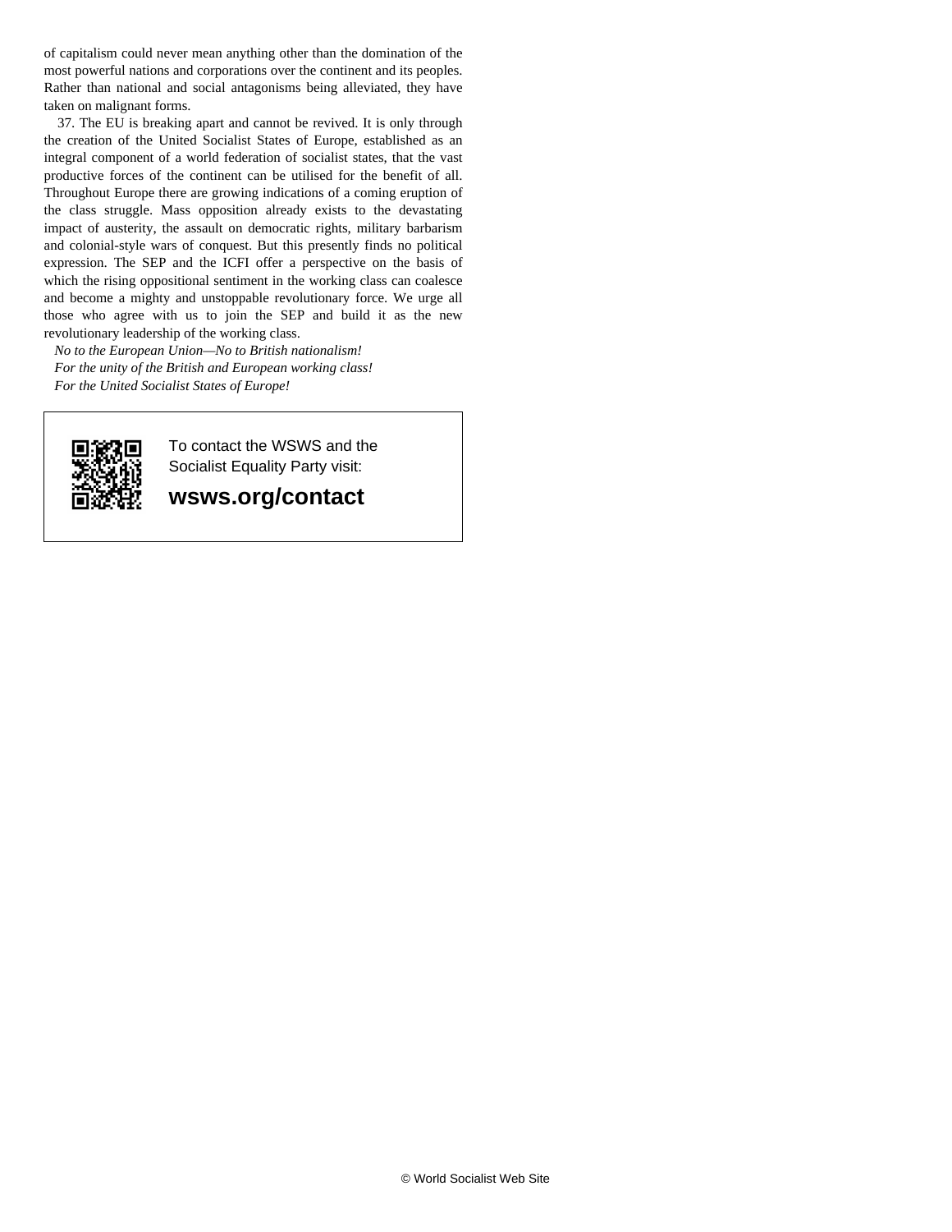of capitalism could never mean anything other than the domination of the most powerful nations and corporations over the continent and its peoples. Rather than national and social antagonisms being alleviated, they have taken on malignant forms.

37. The EU is breaking apart and cannot be revived. It is only through the creation of the United Socialist States of Europe, established as an integral component of a world federation of socialist states, that the vast productive forces of the continent can be utilised for the benefit of all. Throughout Europe there are growing indications of a coming eruption of the class struggle. Mass opposition already exists to the devastating impact of austerity, the assault on democratic rights, military barbarism and colonial-style wars of conquest. But this presently finds no political expression. The SEP and the ICFI offer a perspective on the basis of which the rising oppositional sentiment in the working class can coalesce and become a mighty and unstoppable revolutionary force. We urge all those who agree with us to join the SEP and build it as the new revolutionary leadership of the working class.

*No to the European Union—No to British nationalism!*

*For the unity of the British and European working class!*

*For the United Socialist States of Europe!*

To contact the WSWS and the Socialist Equality Party visit:

**wsws.org/contact**